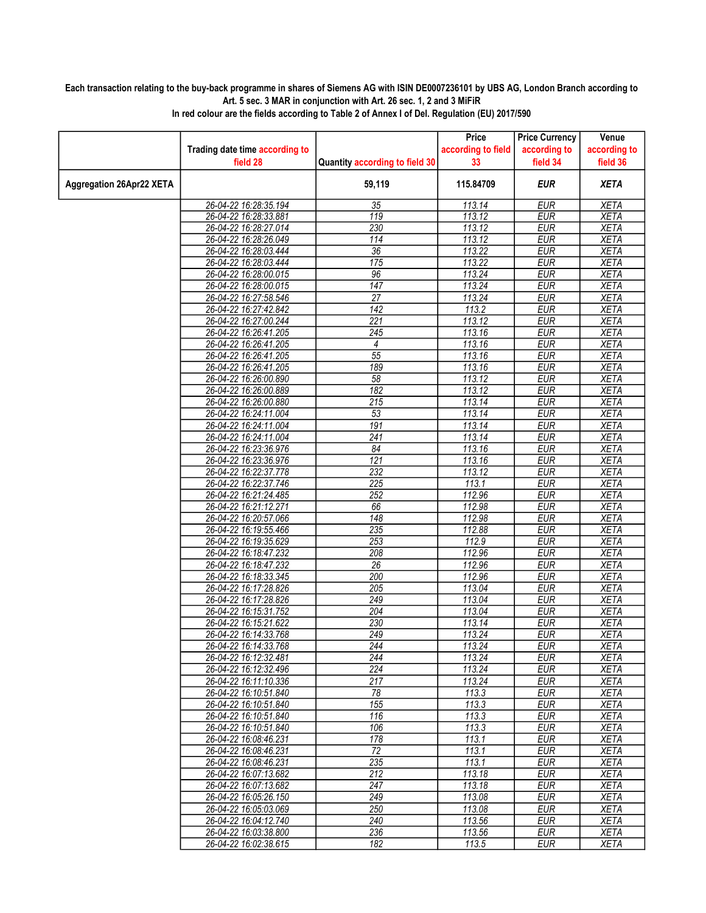**Each transaction relating to the buy-back programme in shares of Siemens AG with ISIN DE0007236101 by UBS AG, London Branch according to Art. 5 sec. 3 MAR in conjunction with Art. 26 sec. 1, 2 and 3 MiFiR**

**In red colour are the fields according to Table 2 of Annex I of Del. Regulation (EU) 2017/590**

| | Trading date time according to field 28 | Quantity according to field 30 | Price according to field 33 | Price Currency according to field 34 | Venue according to field 36 |
|---|---|---|---|---|---|
| **Aggregation 26Apr22 XETA** | | **59,119** | **115.84709** | ***EUR*** | ***XETA*** |
| | 26-04-22 16:28:35.194 | 35 | 113.14 | EUR | XETA |
| | 26-04-22 16:28:33.881 | 119 | 113.12 | EUR | XETA |
| | 26-04-22 16:28:27.014 | 230 | 113.12 | EUR | XETA |
| | 26-04-22 16:28:26.049 | 114 | 113.12 | EUR | XETA |
| | 26-04-22 16:28:03.444 | 36 | 113.22 | EUR | XETA |
| | 26-04-22 16:28:03.444 | 175 | 113.22 | EUR | XETA |
| | 26-04-22 16:28:00.015 | 96 | 113.24 | EUR | XETA |
| | 26-04-22 16:28:00.015 | 147 | 113.24 | EUR | XETA |
| | 26-04-22 16:27:58.546 | 27 | 113.24 | EUR | XETA |
| | 26-04-22 16:27:42.842 | 142 | 113.2 | EUR | XETA |
| | 26-04-22 16:27:00.244 | 221 | 113.12 | EUR | XETA |
| | 26-04-22 16:26:41.205 | 245 | 113.16 | EUR | XETA |
| | 26-04-22 16:26:41.205 | 4 | 113.16 | EUR | XETA |
| | 26-04-22 16:26:41.205 | 55 | 113.16 | EUR | XETA |
| | 26-04-22 16:26:41.205 | 189 | 113.16 | EUR | XETA |
| | 26-04-22 16:26:00.890 | 58 | 113.12 | EUR | XETA |
| | 26-04-22 16:26:00.889 | 182 | 113.12 | EUR | XETA |
| | 26-04-22 16:26:00.880 | 215 | 113.14 | EUR | XETA |
| | 26-04-22 16:24:11.004 | 53 | 113.14 | EUR | XETA |
| | 26-04-22 16:24:11.004 | 191 | 113.14 | EUR | XETA |
| | 26-04-22 16:24:11.004 | 241 | 113.14 | EUR | XETA |
| | 26-04-22 16:23:36.976 | 84 | 113.16 | EUR | XETA |
| | 26-04-22 16:23:36.976 | 121 | 113.16 | EUR | XETA |
| | 26-04-22 16:22:37.778 | 232 | 113.12 | EUR | XETA |
| | 26-04-22 16:22:37.746 | 225 | 113.1 | EUR | XETA |
| | 26-04-22 16:21:24.485 | 252 | 112.96 | EUR | XETA |
| | 26-04-22 16:21:12.271 | 66 | 112.98 | EUR | XETA |
| | 26-04-22 16:20:57.066 | 148 | 112.98 | EUR | XETA |
| | 26-04-22 16:19:55.466 | 235 | 112.88 | EUR | XETA |
| | 26-04-22 16:19:35.629 | 253 | 112.9 | EUR | XETA |
| | 26-04-22 16:18:47.232 | 208 | 112.96 | EUR | XETA |
| | 26-04-22 16:18:47.232 | 26 | 112.96 | EUR | XETA |
| | 26-04-22 16:18:33.345 | 200 | 112.96 | EUR | XETA |
| | 26-04-22 16:17:28.826 | 205 | 113.04 | EUR | XETA |
| | 26-04-22 16:17:28.826 | 249 | 113.04 | EUR | XETA |
| | 26-04-22 16:15:31.752 | 204 | 113.04 | EUR | XETA |
| | 26-04-22 16:15:21.622 | 230 | 113.14 | EUR | XETA |
| | 26-04-22 16:14:33.768 | 249 | 113.24 | EUR | XETA |
| | 26-04-22 16:14:33.768 | 244 | 113.24 | EUR | XETA |
| | 26-04-22 16:12:32.481 | 244 | 113.24 | EUR | XETA |
| | 26-04-22 16:12:32.496 | 224 | 113.24 | EUR | XETA |
| | 26-04-22 16:11:10.336 | 217 | 113.24 | EUR | XETA |
| | 26-04-22 16:10:51.840 | 78 | 113.3 | EUR | XETA |
| | 26-04-22 16:10:51.840 | 155 | 113.3 | EUR | XETA |
| | 26-04-22 16:10:51.840 | 116 | 113.3 | EUR | XETA |
| | 26-04-22 16:10:51.840 | 106 | 113.3 | EUR | XETA |
| | 26-04-22 16:08:46.231 | 178 | 113.1 | EUR | XETA |
| | 26-04-22 16:08:46.231 | 72 | 113.1 | EUR | XETA |
| | 26-04-22 16:08:46.231 | 235 | 113.1 | EUR | XETA |
| | 26-04-22 16:07:13.682 | 212 | 113.18 | EUR | XETA |
| | 26-04-22 16:07:13.682 | 247 | 113.18 | EUR | XETA |
| | 26-04-22 16:05:26.150 | 249 | 113.08 | EUR | XETA |
| | 26-04-22 16:05:03.069 | 250 | 113.08 | EUR | XETA |
| | 26-04-22 16:04:12.740 | 240 | 113.56 | EUR | XETA |
| | 26-04-22 16:03:38.800 | 236 | 113.56 | EUR | XETA |
| | 26-04-22 16:02:38.615 | 182 | 113.5 | EUR | XETA |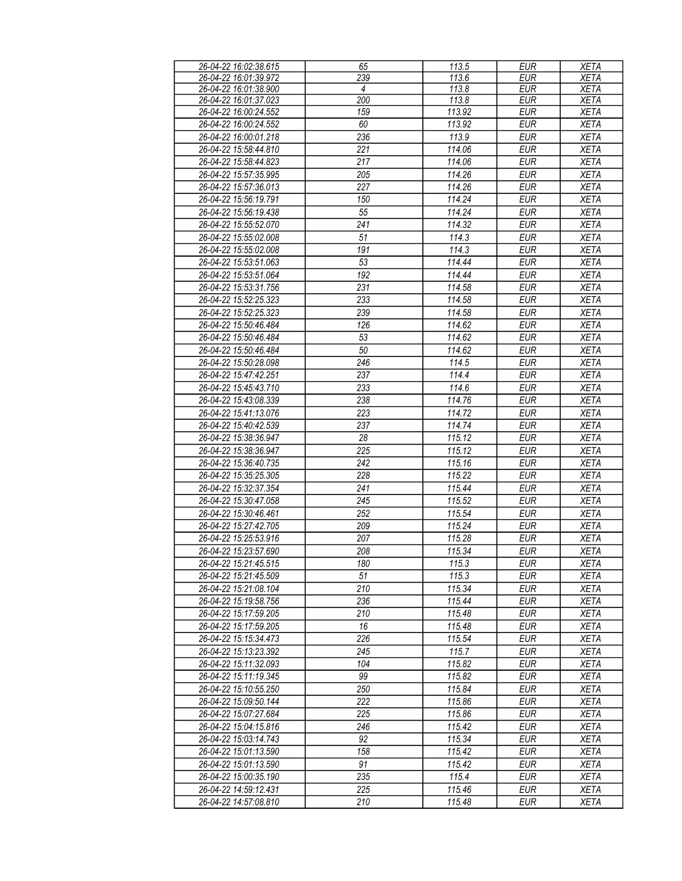| 26-04-22 16:02:38.615 | 65 | 113.5 | EUR | XETA |
|---|---|---|---|---|
| 26-04-22 16:01:39.972 | 239 | 113.6 | EUR | XETA |
| 26-04-22 16:01:38.900 | 4 | 113.8 | EUR | XETA |
| 26-04-22 16:01:37.023 | 200 | 113.8 | EUR | XETA |
| 26-04-22 16:00:24.552 | 159 | 113.92 | EUR | XETA |
| 26-04-22 16:00:24.552 | 60 | 113.92 | EUR | XETA |
| 26-04-22 16:00:01.218 | 236 | 113.9 | EUR | XETA |
| 26-04-22 15:58:44.810 | 221 | 114.06 | EUR | XETA |
| 26-04-22 15:58:44.823 | 217 | 114.06 | EUR | XETA |
| 26-04-22 15:57:35.995 | 205 | 114.26 | EUR | XETA |
| 26-04-22 15:57:36.013 | 227 | 114.26 | EUR | XETA |
| 26-04-22 15:56:19.791 | 150 | 114.24 | EUR | XETA |
| 26-04-22 15:56:19.438 | 55 | 114.24 | EUR | XETA |
| 26-04-22 15:55:52.070 | 241 | 114.32 | EUR | XETA |
| 26-04-22 15:55:02.008 | 51 | 114.3 | EUR | XETA |
| 26-04-22 15:55:02.008 | 191 | 114.3 | EUR | XETA |
| 26-04-22 15:53:51.063 | 53 | 114.44 | EUR | XETA |
| 26-04-22 15:53:51.064 | 192 | 114.44 | EUR | XETA |
| 26-04-22 15:53:31.756 | 231 | 114.58 | EUR | XETA |
| 26-04-22 15:52:25.323 | 233 | 114.58 | EUR | XETA |
| 26-04-22 15:52:25.323 | 239 | 114.58 | EUR | XETA |
| 26-04-22 15:50:46.484 | 126 | 114.62 | EUR | XETA |
| 26-04-22 15:50:46.484 | 53 | 114.62 | EUR | XETA |
| 26-04-22 15:50:46.484 | 50 | 114.62 | EUR | XETA |
| 26-04-22 15:50:28.098 | 246 | 114.5 | EUR | XETA |
| 26-04-22 15:47:42.251 | 237 | 114.4 | EUR | XETA |
| 26-04-22 15:45:43.710 | 233 | 114.6 | EUR | XETA |
| 26-04-22 15:43:08.339 | 238 | 114.76 | EUR | XETA |
| 26-04-22 15:41:13.076 | 223 | 114.72 | EUR | XETA |
| 26-04-22 15:40:42.539 | 237 | 114.74 | EUR | XETA |
| 26-04-22 15:38:36.947 | 28 | 115.12 | EUR | XETA |
| 26-04-22 15:38:36.947 | 225 | 115.12 | EUR | XETA |
| 26-04-22 15:36:40.735 | 242 | 115.16 | EUR | XETA |
| 26-04-22 15:35:25.305 | 228 | 115.22 | EUR | XETA |
| 26-04-22 15:32:37.354 | 241 | 115.44 | EUR | XETA |
| 26-04-22 15:30:47.058 | 245 | 115.52 | EUR | XETA |
| 26-04-22 15:30:46.461 | 252 | 115.54 | EUR | XETA |
| 26-04-22 15:27:42.705 | 209 | 115.24 | EUR | XETA |
| 26-04-22 15:25:53.916 | 207 | 115.28 | EUR | XETA |
| 26-04-22 15:23:57.690 | 208 | 115.34 | EUR | XETA |
| 26-04-22 15:21:45.515 | 180 | 115.3 | EUR | XETA |
| 26-04-22 15:21:45.509 | 51 | 115.3 | EUR | XETA |
| 26-04-22 15:21:08.104 | 210 | 115.34 | EUR | XETA |
| 26-04-22 15:19:58.756 | 236 | 115.44 | EUR | XETA |
| 26-04-22 15:17:59.205 | 210 | 115.48 | EUR | XETA |
| 26-04-22 15:17:59.205 | 16 | 115.48 | EUR | XETA |
| 26-04-22 15:15:34.473 | 226 | 115.54 | EUR | XETA |
| 26-04-22 15:13:23.392 | 245 | 115.7 | EUR | XETA |
| 26-04-22 15:11:32.093 | 104 | 115.82 | EUR | XETA |
| 26-04-22 15:11:19.345 | 99 | 115.82 | EUR | XETA |
| 26-04-22 15:10:55.250 | 250 | 115.84 | EUR | XETA |
| 26-04-22 15:09:50.144 | 222 | 115.86 | EUR | XETA |
| 26-04-22 15:07:27.684 | 225 | 115.86 | EUR | XETA |
| 26-04-22 15:04:15.816 | 246 | 115.42 | EUR | XETA |
| 26-04-22 15:03:14.743 | 92 | 115.34 | EUR | XETA |
| 26-04-22 15:01:13.590 | 158 | 115.42 | EUR | XETA |
| 26-04-22 15:01:13.590 | 91 | 115.42 | EUR | XETA |
| 26-04-22 15:00:35.190 | 235 | 115.4 | EUR | XETA |
| 26-04-22 14:59:12.431 | 225 | 115.46 | EUR | XETA |
| 26-04-22 14:57:08.810 | 210 | 115.48 | EUR | XETA |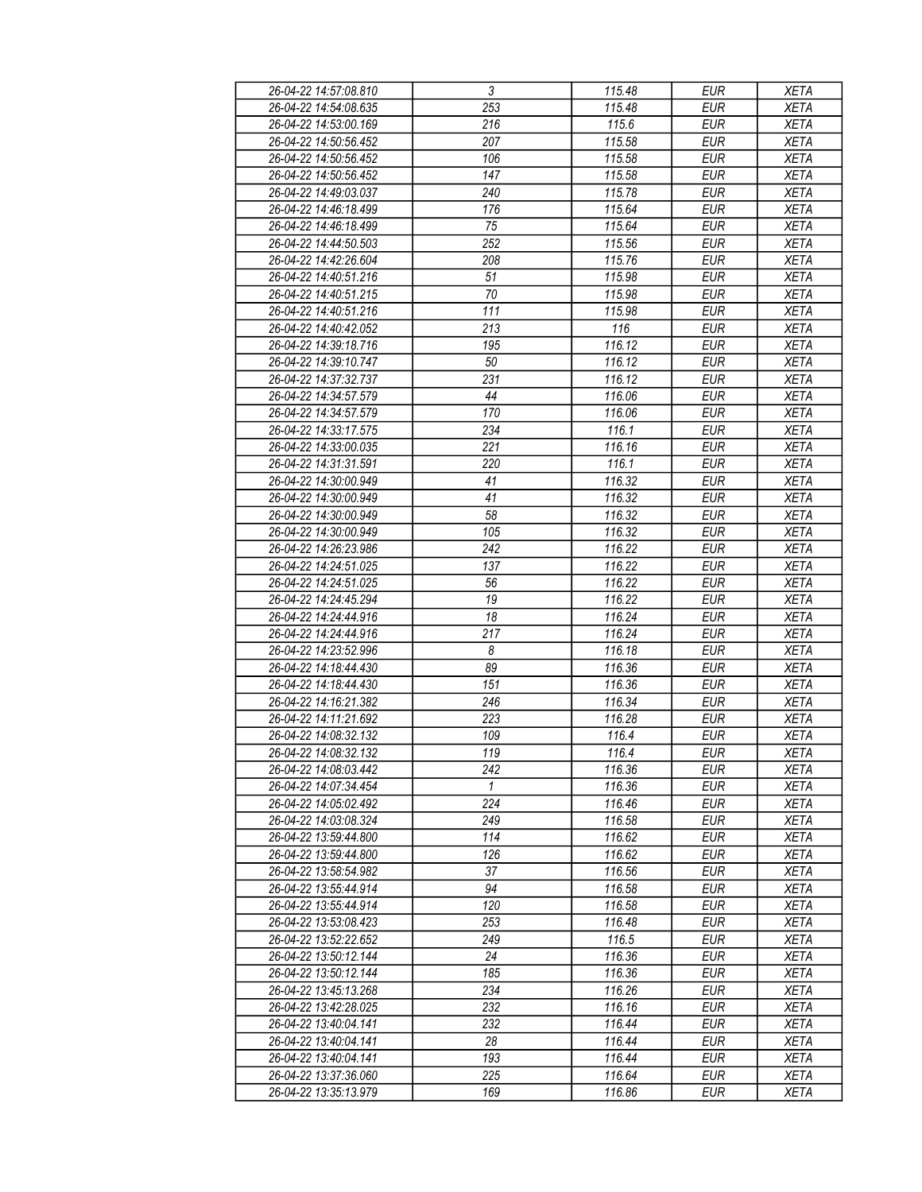| 26-04-22 14:57:08.810 | 3 | 115.48 | EUR | XETA |
|---|---|---|---|---|
| 26-04-22 14:54:08.635 | 253 | 115.48 | EUR | XETA |
| 26-04-22 14:53:00.169 | 216 | 115.6 | EUR | XETA |
| 26-04-22 14:50:56.452 | 207 | 115.58 | EUR | XETA |
| 26-04-22 14:50:56.452 | 106 | 115.58 | EUR | XETA |
| 26-04-22 14:50:56.452 | 147 | 115.58 | EUR | XETA |
| 26-04-22 14:49:03.037 | 240 | 115.78 | EUR | XETA |
| 26-04-22 14:46:18.499 | 176 | 115.64 | EUR | XETA |
| 26-04-22 14:46:18.499 | 75 | 115.64 | EUR | XETA |
| 26-04-22 14:44:50.503 | 252 | 115.56 | EUR | XETA |
| 26-04-22 14:42:26.604 | 208 | 115.76 | EUR | XETA |
| 26-04-22 14:40:51.216 | 51 | 115.98 | EUR | XETA |
| 26-04-22 14:40:51.215 | 70 | 115.98 | EUR | XETA |
| 26-04-22 14:40:51.216 | 111 | 115.98 | EUR | XETA |
| 26-04-22 14:40:42.052 | 213 | 116 | EUR | XETA |
| 26-04-22 14:39:18.716 | 195 | 116.12 | EUR | XETA |
| 26-04-22 14:39:10.747 | 50 | 116.12 | EUR | XETA |
| 26-04-22 14:37:32.737 | 231 | 116.12 | EUR | XETA |
| 26-04-22 14:34:57.579 | 44 | 116.06 | EUR | XETA |
| 26-04-22 14:34:57.579 | 170 | 116.06 | EUR | XETA |
| 26-04-22 14:33:17.575 | 234 | 116.1 | EUR | XETA |
| 26-04-22 14:33:00.035 | 221 | 116.16 | EUR | XETA |
| 26-04-22 14:31:31.591 | 220 | 116.1 | EUR | XETA |
| 26-04-22 14:30:00.949 | 41 | 116.32 | EUR | XETA |
| 26-04-22 14:30:00.949 | 41 | 116.32 | EUR | XETA |
| 26-04-22 14:30:00.949 | 58 | 116.32 | EUR | XETA |
| 26-04-22 14:30:00.949 | 105 | 116.32 | EUR | XETA |
| 26-04-22 14:26:23.986 | 242 | 116.22 | EUR | XETA |
| 26-04-22 14:24:51.025 | 137 | 116.22 | EUR | XETA |
| 26-04-22 14:24:51.025 | 56 | 116.22 | EUR | XETA |
| 26-04-22 14:24:45.294 | 19 | 116.22 | EUR | XETA |
| 26-04-22 14:24:44.916 | 18 | 116.24 | EUR | XETA |
| 26-04-22 14:24:44.916 | 217 | 116.24 | EUR | XETA |
| 26-04-22 14:23:52.996 | 8 | 116.18 | EUR | XETA |
| 26-04-22 14:18:44.430 | 89 | 116.36 | EUR | XETA |
| 26-04-22 14:18:44.430 | 151 | 116.36 | EUR | XETA |
| 26-04-22 14:16:21.382 | 246 | 116.34 | EUR | XETA |
| 26-04-22 14:11:21.692 | 223 | 116.28 | EUR | XETA |
| 26-04-22 14:08:32.132 | 109 | 116.4 | EUR | XETA |
| 26-04-22 14:08:32.132 | 119 | 116.4 | EUR | XETA |
| 26-04-22 14:08:03.442 | 242 | 116.36 | EUR | XETA |
| 26-04-22 14:07:34.454 | 1 | 116.36 | EUR | XETA |
| 26-04-22 14:05:02.492 | 224 | 116.46 | EUR | XETA |
| 26-04-22 14:03:08.324 | 249 | 116.58 | EUR | XETA |
| 26-04-22 13:59:44.800 | 114 | 116.62 | EUR | XETA |
| 26-04-22 13:59:44.800 | 126 | 116.62 | EUR | XETA |
| 26-04-22 13:58:54.982 | 37 | 116.56 | EUR | XETA |
| 26-04-22 13:55:44.914 | 94 | 116.58 | EUR | XETA |
| 26-04-22 13:55:44.914 | 120 | 116.58 | EUR | XETA |
| 26-04-22 13:53:08.423 | 253 | 116.48 | EUR | XETA |
| 26-04-22 13:52:22.652 | 249 | 116.5 | EUR | XETA |
| 26-04-22 13:50:12.144 | 24 | 116.36 | EUR | XETA |
| 26-04-22 13:50:12.144 | 185 | 116.36 | EUR | XETA |
| 26-04-22 13:45:13.268 | 234 | 116.26 | EUR | XETA |
| 26-04-22 13:42:28.025 | 232 | 116.16 | EUR | XETA |
| 26-04-22 13:40:04.141 | 232 | 116.44 | EUR | XETA |
| 26-04-22 13:40:04.141 | 28 | 116.44 | EUR | XETA |
| 26-04-22 13:40:04.141 | 193 | 116.44 | EUR | XETA |
| 26-04-22 13:37:36.060 | 225 | 116.64 | EUR | XETA |
| 26-04-22 13:35:13.979 | 169 | 116.86 | EUR | XETA |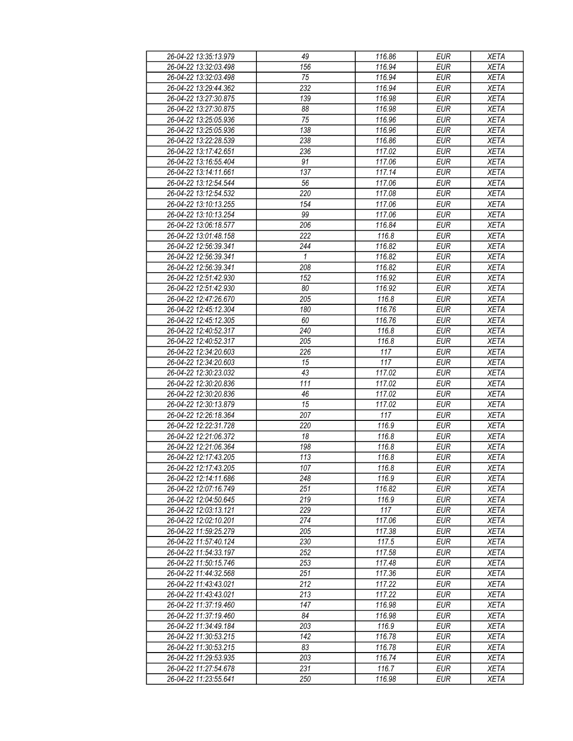| 26-04-22 13:35:13.979 | 49 | 116.86 | EUR | XETA |
|---|---|---|---|---|
| 26-04-22 13:32:03.498 | 156 | 116.94 | EUR | XETA |
| 26-04-22 13:32:03.498 | 75 | 116.94 | EUR | XETA |
| 26-04-22 13:29:44.362 | 232 | 116.94 | EUR | XETA |
| 26-04-22 13:27:30.875 | 139 | 116.98 | EUR | XETA |
| 26-04-22 13:27:30.875 | 88 | 116.98 | EUR | XETA |
| 26-04-22 13:25:05.936 | 75 | 116.96 | EUR | XETA |
| 26-04-22 13:25:05.936 | 138 | 116.96 | EUR | XETA |
| 26-04-22 13:22:28.539 | 238 | 116.86 | EUR | XETA |
| 26-04-22 13:17:42.651 | 236 | 117.02 | EUR | XETA |
| 26-04-22 13:16:55.404 | 91 | 117.06 | EUR | XETA |
| 26-04-22 13:14:11.661 | 137 | 117.14 | EUR | XETA |
| 26-04-22 13:12:54.544 | 56 | 117.06 | EUR | XETA |
| 26-04-22 13:12:54.532 | 220 | 117.08 | EUR | XETA |
| 26-04-22 13:10:13.255 | 154 | 117.06 | EUR | XETA |
| 26-04-22 13:10:13.254 | 99 | 117.06 | EUR | XETA |
| 26-04-22 13:06:18.577 | 206 | 116.84 | EUR | XETA |
| 26-04-22 13:01:48.158 | 222 | 116.8 | EUR | XETA |
| 26-04-22 12:56:39.341 | 244 | 116.82 | EUR | XETA |
| 26-04-22 12:56:39.341 | 1 | 116.82 | EUR | XETA |
| 26-04-22 12:56:39.341 | 208 | 116.82 | EUR | XETA |
| 26-04-22 12:51:42.930 | 152 | 116.92 | EUR | XETA |
| 26-04-22 12:51:42.930 | 80 | 116.92 | EUR | XETA |
| 26-04-22 12:47:26.670 | 205 | 116.8 | EUR | XETA |
| 26-04-22 12:45:12.304 | 180 | 116.76 | EUR | XETA |
| 26-04-22 12:45:12.305 | 60 | 116.76 | EUR | XETA |
| 26-04-22 12:40:52.317 | 240 | 116.8 | EUR | XETA |
| 26-04-22 12:40:52.317 | 205 | 116.8 | EUR | XETA |
| 26-04-22 12:34:20.603 | 226 | 117 | EUR | XETA |
| 26-04-22 12:34:20.603 | 15 | 117 | EUR | XETA |
| 26-04-22 12:30:23.032 | 43 | 117.02 | EUR | XETA |
| 26-04-22 12:30:20.836 | 111 | 117.02 | EUR | XETA |
| 26-04-22 12:30:20.836 | 46 | 117.02 | EUR | XETA |
| 26-04-22 12:30:13.879 | 15 | 117.02 | EUR | XETA |
| 26-04-22 12:26:18.364 | 207 | 117 | EUR | XETA |
| 26-04-22 12:22:31.728 | 220 | 116.9 | EUR | XETA |
| 26-04-22 12:21:06.372 | 18 | 116.8 | EUR | XETA |
| 26-04-22 12:21:06.364 | 198 | 116.8 | EUR | XETA |
| 26-04-22 12:17:43.205 | 113 | 116.8 | EUR | XETA |
| 26-04-22 12:17:43.205 | 107 | 116.8 | EUR | XETA |
| 26-04-22 12:14:11.686 | 248 | 116.9 | EUR | XETA |
| 26-04-22 12:07:16.749 | 251 | 116.82 | EUR | XETA |
| 26-04-22 12:04:50.645 | 219 | 116.9 | EUR | XETA |
| 26-04-22 12:03:13.121 | 229 | 117 | EUR | XETA |
| 26-04-22 12:02:10.201 | 274 | 117.06 | EUR | XETA |
| 26-04-22 11:59:25.279 | 205 | 117.38 | EUR | XETA |
| 26-04-22 11:57:40.124 | 230 | 117.5 | EUR | XETA |
| 26-04-22 11:54:33.197 | 252 | 117.58 | EUR | XETA |
| 26-04-22 11:50:15.746 | 253 | 117.48 | EUR | XETA |
| 26-04-22 11:44:32.568 | 251 | 117.36 | EUR | XETA |
| 26-04-22 11:43:43.021 | 212 | 117.22 | EUR | XETA |
| 26-04-22 11:43:43.021 | 213 | 117.22 | EUR | XETA |
| 26-04-22 11:37:19.460 | 147 | 116.98 | EUR | XETA |
| 26-04-22 11:37:19.460 | 84 | 116.98 | EUR | XETA |
| 26-04-22 11:34:49.184 | 203 | 116.9 | EUR | XETA |
| 26-04-22 11:30:53.215 | 142 | 116.78 | EUR | XETA |
| 26-04-22 11:30:53.215 | 83 | 116.78 | EUR | XETA |
| 26-04-22 11:29:53.935 | 203 | 116.74 | EUR | XETA |
| 26-04-22 11:27:54.678 | 231 | 116.7 | EUR | XETA |
| 26-04-22 11:23:55.641 | 250 | 116.98 | EUR | XETA |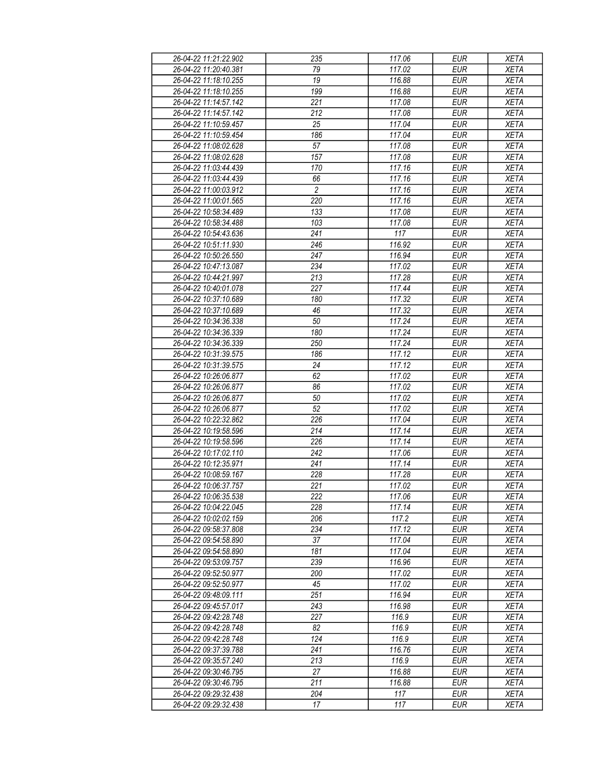| 26-04-22 11:21:22.902 | 235 | 117.06 | EUR | XETA |
|---|---|---|---|---|
| 26-04-22 11:20:40.381 | 79 | 117.02 | EUR | XETA |
| 26-04-22 11:18:10.255 | 19 | 116.88 | EUR | XETA |
| 26-04-22 11:18:10.255 | 199 | 116.88 | EUR | XETA |
| 26-04-22 11:14:57.142 | 221 | 117.08 | EUR | XETA |
| 26-04-22 11:14:57.142 | 212 | 117.08 | EUR | XETA |
| 26-04-22 11:10:59.457 | 25 | 117.04 | EUR | XETA |
| 26-04-22 11:10:59.454 | 186 | 117.04 | EUR | XETA |
| 26-04-22 11:08:02.628 | 57 | 117.08 | EUR | XETA |
| 26-04-22 11:08:02.628 | 157 | 117.08 | EUR | XETA |
| 26-04-22 11:03:44.439 | 170 | 117.16 | EUR | XETA |
| 26-04-22 11:03:44.439 | 66 | 117.16 | EUR | XETA |
| 26-04-22 11:00:03.912 | 2 | 117.16 | EUR | XETA |
| 26-04-22 11:00:01.565 | 220 | 117.16 | EUR | XETA |
| 26-04-22 10:58:34.489 | 133 | 117.08 | EUR | XETA |
| 26-04-22 10:58:34.488 | 103 | 117.08 | EUR | XETA |
| 26-04-22 10:54:43.636 | 241 | 117 | EUR | XETA |
| 26-04-22 10:51:11.930 | 246 | 116.92 | EUR | XETA |
| 26-04-22 10:50:26.550 | 247 | 116.94 | EUR | XETA |
| 26-04-22 10:47:13.087 | 234 | 117.02 | EUR | XETA |
| 26-04-22 10:44:21.997 | 213 | 117.28 | EUR | XETA |
| 26-04-22 10:40:01.078 | 227 | 117.44 | EUR | XETA |
| 26-04-22 10:37:10.689 | 180 | 117.32 | EUR | XETA |
| 26-04-22 10:37:10.689 | 46 | 117.32 | EUR | XETA |
| 26-04-22 10:34:36.338 | 50 | 117.24 | EUR | XETA |
| 26-04-22 10:34:36.339 | 180 | 117.24 | EUR | XETA |
| 26-04-22 10:34:36.339 | 250 | 117.24 | EUR | XETA |
| 26-04-22 10:31:39.575 | 186 | 117.12 | EUR | XETA |
| 26-04-22 10:31:39.575 | 24 | 117.12 | EUR | XETA |
| 26-04-22 10:26:06.877 | 62 | 117.02 | EUR | XETA |
| 26-04-22 10:26:06.877 | 86 | 117.02 | EUR | XETA |
| 26-04-22 10:26:06.877 | 50 | 117.02 | EUR | XETA |
| 26-04-22 10:26:06.877 | 52 | 117.02 | EUR | XETA |
| 26-04-22 10:22:32.862 | 226 | 117.04 | EUR | XETA |
| 26-04-22 10:19:58.596 | 214 | 117.14 | EUR | XETA |
| 26-04-22 10:19:58.596 | 226 | 117.14 | EUR | XETA |
| 26-04-22 10:17:02.110 | 242 | 117.06 | EUR | XETA |
| 26-04-22 10:12:35.971 | 241 | 117.14 | EUR | XETA |
| 26-04-22 10:08:59.167 | 228 | 117.28 | EUR | XETA |
| 26-04-22 10:06:37.757 | 221 | 117.02 | EUR | XETA |
| 26-04-22 10:06:35.538 | 222 | 117.06 | EUR | XETA |
| 26-04-22 10:04:22.045 | 228 | 117.14 | EUR | XETA |
| 26-04-22 10:02:02.159 | 206 | 117.2 | EUR | XETA |
| 26-04-22 09:58:37.808 | 234 | 117.12 | EUR | XETA |
| 26-04-22 09:54:58.890 | 37 | 117.04 | EUR | XETA |
| 26-04-22 09:54:58.890 | 181 | 117.04 | EUR | XETA |
| 26-04-22 09:53:09.757 | 239 | 116.96 | EUR | XETA |
| 26-04-22 09:52:50.977 | 200 | 117.02 | EUR | XETA |
| 26-04-22 09:52:50.977 | 45 | 117.02 | EUR | XETA |
| 26-04-22 09:48:09.111 | 251 | 116.94 | EUR | XETA |
| 26-04-22 09:45:57.017 | 243 | 116.98 | EUR | XETA |
| 26-04-22 09:42:28.748 | 227 | 116.9 | EUR | XETA |
| 26-04-22 09:42:28.748 | 82 | 116.9 | EUR | XETA |
| 26-04-22 09:42:28.748 | 124 | 116.9 | EUR | XETA |
| 26-04-22 09:37:39.788 | 241 | 116.76 | EUR | XETA |
| 26-04-22 09:35:57.240 | 213 | 116.9 | EUR | XETA |
| 26-04-22 09:30:46.795 | 27 | 116.88 | EUR | XETA |
| 26-04-22 09:30:46.795 | 211 | 116.88 | EUR | XETA |
| 26-04-22 09:29:32.438 | 204 | 117 | EUR | XETA |
| 26-04-22 09:29:32.438 | 17 | 117 | EUR | XETA |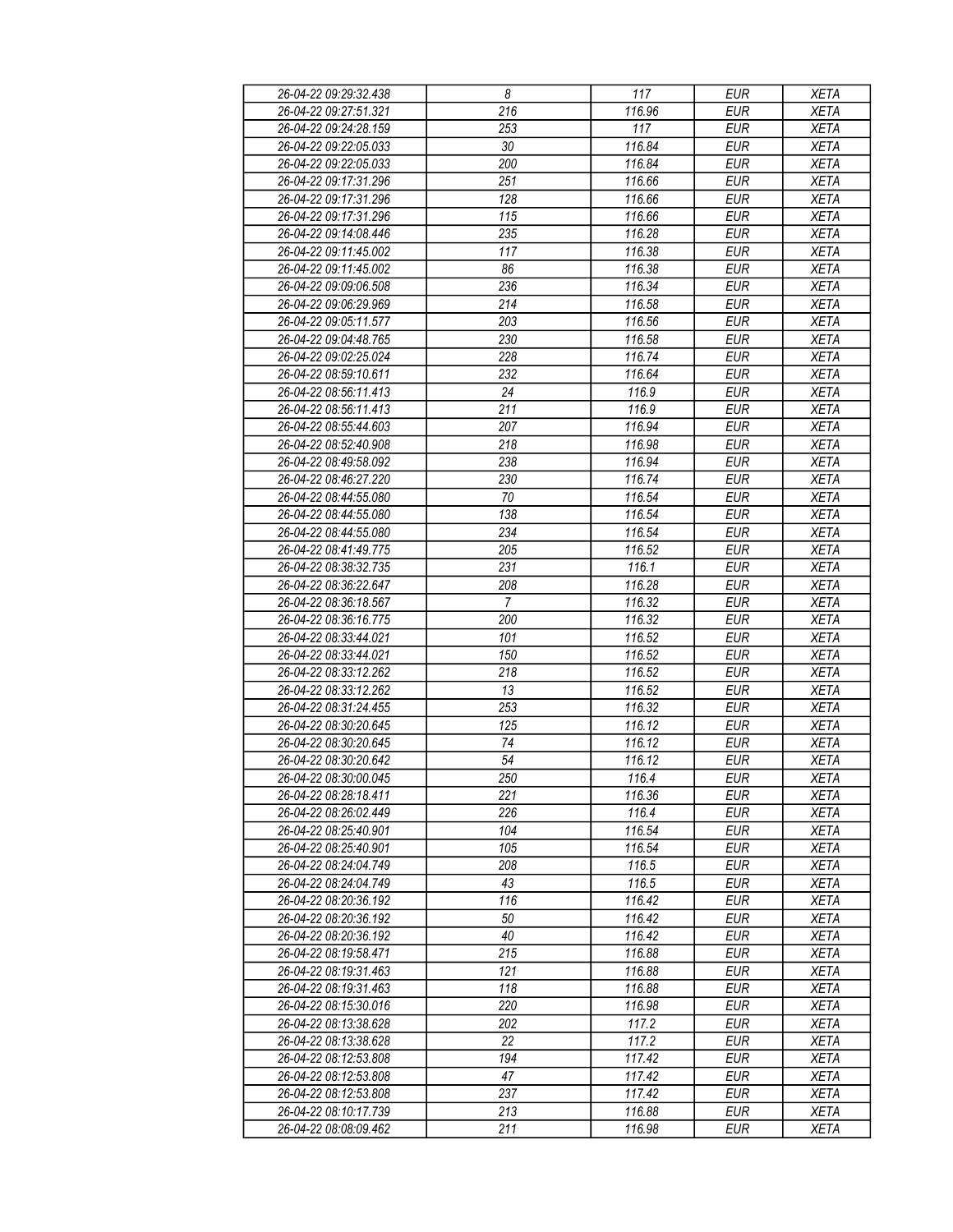| 26-04-22 09:29:32.438 | 8 | 117 | EUR | XETA |
|---|---|---|---|---|
| 26-04-22 09:27:51.321 | 216 | 116.96 | EUR | XETA |
| 26-04-22 09:24:28.159 | 253 | 117 | EUR | XETA |
| 26-04-22 09:22:05.033 | 30 | 116.84 | EUR | XETA |
| 26-04-22 09:22:05.033 | 200 | 116.84 | EUR | XETA |
| 26-04-22 09:17:31.296 | 251 | 116.66 | EUR | XETA |
| 26-04-22 09:17:31.296 | 128 | 116.66 | EUR | XETA |
| 26-04-22 09:17:31.296 | 115 | 116.66 | EUR | XETA |
| 26-04-22 09:14:08.446 | 235 | 116.28 | EUR | XETA |
| 26-04-22 09:11:45.002 | 117 | 116.38 | EUR | XETA |
| 26-04-22 09:11:45.002 | 86 | 116.38 | EUR | XETA |
| 26-04-22 09:09:06.508 | 236 | 116.34 | EUR | XETA |
| 26-04-22 09:06:29.969 | 214 | 116.58 | EUR | XETA |
| 26-04-22 09:05:11.577 | 203 | 116.56 | EUR | XETA |
| 26-04-22 09:04:48.765 | 230 | 116.58 | EUR | XETA |
| 26-04-22 09:02:25.024 | 228 | 116.74 | EUR | XETA |
| 26-04-22 08:59:10.611 | 232 | 116.64 | EUR | XETA |
| 26-04-22 08:56:11.413 | 24 | 116.9 | EUR | XETA |
| 26-04-22 08:56:11.413 | 211 | 116.9 | EUR | XETA |
| 26-04-22 08:55:44.603 | 207 | 116.94 | EUR | XETA |
| 26-04-22 08:52:40.908 | 218 | 116.98 | EUR | XETA |
| 26-04-22 08:49:58.092 | 238 | 116.94 | EUR | XETA |
| 26-04-22 08:46:27.220 | 230 | 116.74 | EUR | XETA |
| 26-04-22 08:44:55.080 | 70 | 116.54 | EUR | XETA |
| 26-04-22 08:44:55.080 | 138 | 116.54 | EUR | XETA |
| 26-04-22 08:44:55.080 | 234 | 116.54 | EUR | XETA |
| 26-04-22 08:41:49.775 | 205 | 116.52 | EUR | XETA |
| 26-04-22 08:38:32.735 | 231 | 116.1 | EUR | XETA |
| 26-04-22 08:36:22.647 | 208 | 116.28 | EUR | XETA |
| 26-04-22 08:36:18.567 | 7 | 116.32 | EUR | XETA |
| 26-04-22 08:36:16.775 | 200 | 116.32 | EUR | XETA |
| 26-04-22 08:33:44.021 | 101 | 116.52 | EUR | XETA |
| 26-04-22 08:33:44.021 | 150 | 116.52 | EUR | XETA |
| 26-04-22 08:33:12.262 | 218 | 116.52 | EUR | XETA |
| 26-04-22 08:33:12.262 | 13 | 116.52 | EUR | XETA |
| 26-04-22 08:31:24.455 | 253 | 116.32 | EUR | XETA |
| 26-04-22 08:30:20.645 | 125 | 116.12 | EUR | XETA |
| 26-04-22 08:30:20.645 | 74 | 116.12 | EUR | XETA |
| 26-04-22 08:30:20.642 | 54 | 116.12 | EUR | XETA |
| 26-04-22 08:30:00.045 | 250 | 116.4 | EUR | XETA |
| 26-04-22 08:28:18.411 | 221 | 116.36 | EUR | XETA |
| 26-04-22 08:26:02.449 | 226 | 116.4 | EUR | XETA |
| 26-04-22 08:25:40.901 | 104 | 116.54 | EUR | XETA |
| 26-04-22 08:25:40.901 | 105 | 116.54 | EUR | XETA |
| 26-04-22 08:24:04.749 | 208 | 116.5 | EUR | XETA |
| 26-04-22 08:24:04.749 | 43 | 116.5 | EUR | XETA |
| 26-04-22 08:20:36.192 | 116 | 116.42 | EUR | XETA |
| 26-04-22 08:20:36.192 | 50 | 116.42 | EUR | XETA |
| 26-04-22 08:20:36.192 | 40 | 116.42 | EUR | XETA |
| 26-04-22 08:19:58.471 | 215 | 116.88 | EUR | XETA |
| 26-04-22 08:19:31.463 | 121 | 116.88 | EUR | XETA |
| 26-04-22 08:19:31.463 | 118 | 116.88 | EUR | XETA |
| 26-04-22 08:15:30.016 | 220 | 116.98 | EUR | XETA |
| 26-04-22 08:13:38.628 | 202 | 117.2 | EUR | XETA |
| 26-04-22 08:13:38.628 | 22 | 117.2 | EUR | XETA |
| 26-04-22 08:12:53.808 | 194 | 117.42 | EUR | XETA |
| 26-04-22 08:12:53.808 | 47 | 117.42 | EUR | XETA |
| 26-04-22 08:12:53.808 | 237 | 117.42 | EUR | XETA |
| 26-04-22 08:10:17.739 | 213 | 116.88 | EUR | XETA |
| 26-04-22 08:08:09.462 | 211 | 116.98 | EUR | XETA |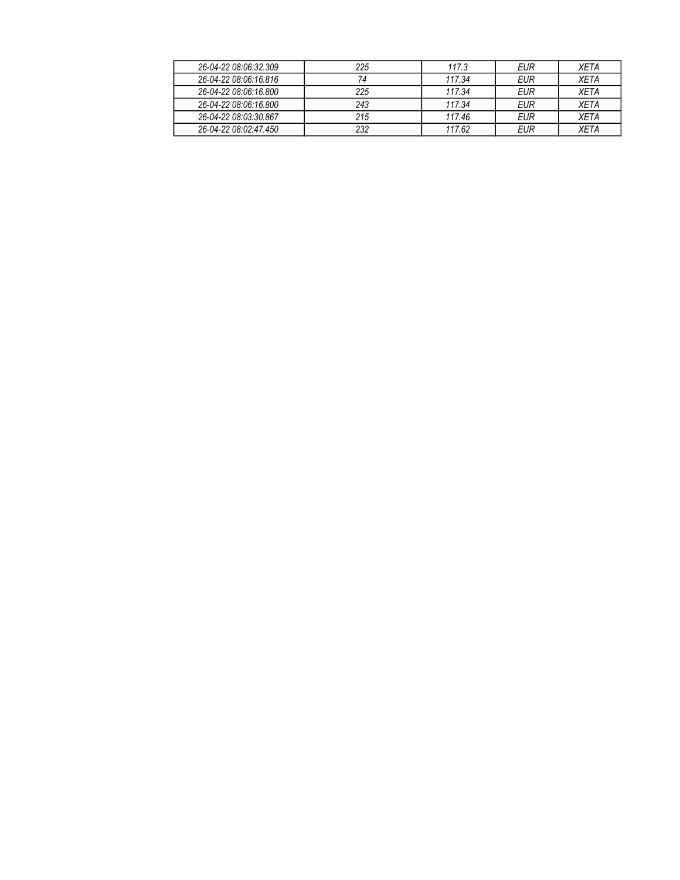| *26-04-22 08:06:32.309* | *225* | *117.3* | *EUR* | *XETA* |
|---|---|---|---|---|
| *26-04-22 08:06:16.816* | *74* | *117.34* | *EUR* | *XETA* |
| *26-04-22 08:06:16.800* | *225* | *117.34* | *EUR* | *XETA* |
| *26-04-22 08:06:16.800* | *243* | *117.34* | *EUR* | *XETA* |
| *26-04-22 08:03:30.867* | *215* | *117.46* | *EUR* | *XETA* |
| *26-04-22 08:02:47.450* | *232* | *117.62* | *EUR* | *XETA* |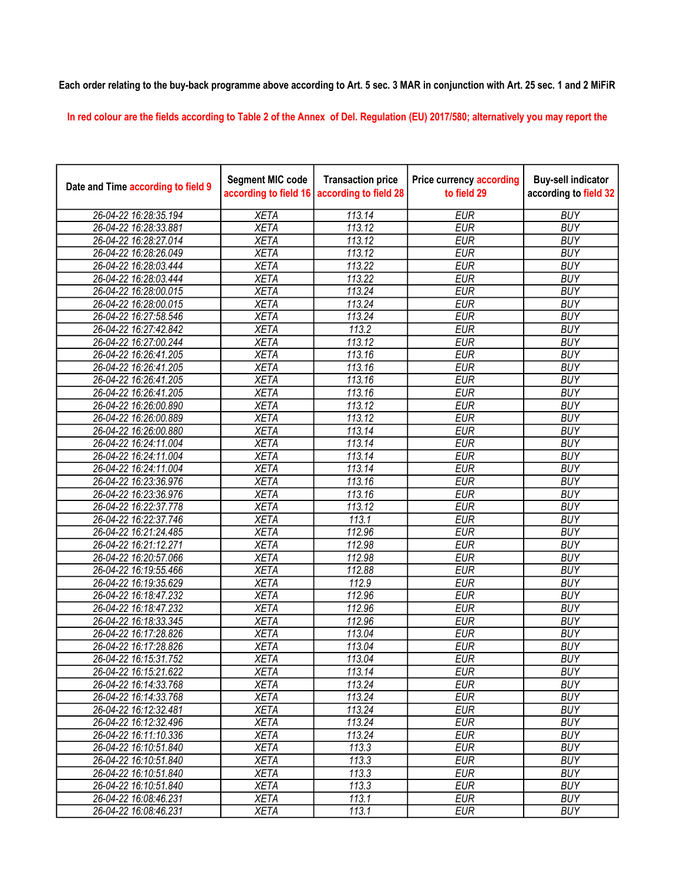Each order relating to the buy-back programme above according to Art. 5 sec. 3 MAR in conjunction with Art. 25 sec. 1 and 2 MiFiR

In red colour are the fields according to Table 2 of the Annex of Del. Regulation (EU) 2017/580; alternatively you may report the

| Date and Time according to field 9 | Segment MIC code according to field 16 | Transaction price according to field 28 | Price currency according to field 29 | Buy-sell indicator according to field 32 |
|---|---|---|---|---|
| 26-04-22 16:28:35.194 | XETA | 113.14 | EUR | BUY |
| 26-04-22 16:28:33.881 | XETA | 113.12 | EUR | BUY |
| 26-04-22 16:28:27.014 | XETA | 113.12 | EUR | BUY |
| 26-04-22 16:28:26.049 | XETA | 113.12 | EUR | BUY |
| 26-04-22 16:28:03.444 | XETA | 113.22 | EUR | BUY |
| 26-04-22 16:28:03.444 | XETA | 113.22 | EUR | BUY |
| 26-04-22 16:28:00.015 | XETA | 113.24 | EUR | BUY |
| 26-04-22 16:28:00.015 | XETA | 113.24 | EUR | BUY |
| 26-04-22 16:27:58.546 | XETA | 113.24 | EUR | BUY |
| 26-04-22 16:27:42.842 | XETA | 113.2 | EUR | BUY |
| 26-04-22 16:27:00.244 | XETA | 113.12 | EUR | BUY |
| 26-04-22 16:26:41.205 | XETA | 113.16 | EUR | BUY |
| 26-04-22 16:26:41.205 | XETA | 113.16 | EUR | BUY |
| 26-04-22 16:26:41.205 | XETA | 113.16 | EUR | BUY |
| 26-04-22 16:26:41.205 | XETA | 113.16 | EUR | BUY |
| 26-04-22 16:26:00.890 | XETA | 113.12 | EUR | BUY |
| 26-04-22 16:26:00.889 | XETA | 113.12 | EUR | BUY |
| 26-04-22 16:26:00.880 | XETA | 113.14 | EUR | BUY |
| 26-04-22 16:24:11.004 | XETA | 113.14 | EUR | BUY |
| 26-04-22 16:24:11.004 | XETA | 113.14 | EUR | BUY |
| 26-04-22 16:24:11.004 | XETA | 113.14 | EUR | BUY |
| 26-04-22 16:23:36.976 | XETA | 113.16 | EUR | BUY |
| 26-04-22 16:23:36.976 | XETA | 113.16 | EUR | BUY |
| 26-04-22 16:22:37.778 | XETA | 113.12 | EUR | BUY |
| 26-04-22 16:22:37.746 | XETA | 113.1 | EUR | BUY |
| 26-04-22 16:21:24.485 | XETA | 112.96 | EUR | BUY |
| 26-04-22 16:21:12.271 | XETA | 112.98 | EUR | BUY |
| 26-04-22 16:20:57.066 | XETA | 112.98 | EUR | BUY |
| 26-04-22 16:19:55.466 | XETA | 112.88 | EUR | BUY |
| 26-04-22 16:19:35.629 | XETA | 112.9 | EUR | BUY |
| 26-04-22 16:18:47.232 | XETA | 112.96 | EUR | BUY |
| 26-04-22 16:18:47.232 | XETA | 112.96 | EUR | BUY |
| 26-04-22 16:18:33.345 | XETA | 112.96 | EUR | BUY |
| 26-04-22 16:17:28.826 | XETA | 113.04 | EUR | BUY |
| 26-04-22 16:17:28.826 | XETA | 113.04 | EUR | BUY |
| 26-04-22 16:15:31.752 | XETA | 113.04 | EUR | BUY |
| 26-04-22 16:15:21.622 | XETA | 113.14 | EUR | BUY |
| 26-04-22 16:14:33.768 | XETA | 113.24 | EUR | BUY |
| 26-04-22 16:14:33.768 | XETA | 113.24 | EUR | BUY |
| 26-04-22 16:12:32.481 | XETA | 113.24 | EUR | BUY |
| 26-04-22 16:12:32.496 | XETA | 113.24 | EUR | BUY |
| 26-04-22 16:11:10.336 | XETA | 113.24 | EUR | BUY |
| 26-04-22 16:10:51.840 | XETA | 113.3 | EUR | BUY |
| 26-04-22 16:10:51.840 | XETA | 113.3 | EUR | BUY |
| 26-04-22 16:10:51.840 | XETA | 113.3 | EUR | BUY |
| 26-04-22 16:10:51.840 | XETA | 113.3 | EUR | BUY |
| 26-04-22 16:08:46.231 | XETA | 113.1 | EUR | BUY |
| 26-04-22 16:08:46.231 | XETA | 113.1 | EUR | BUY |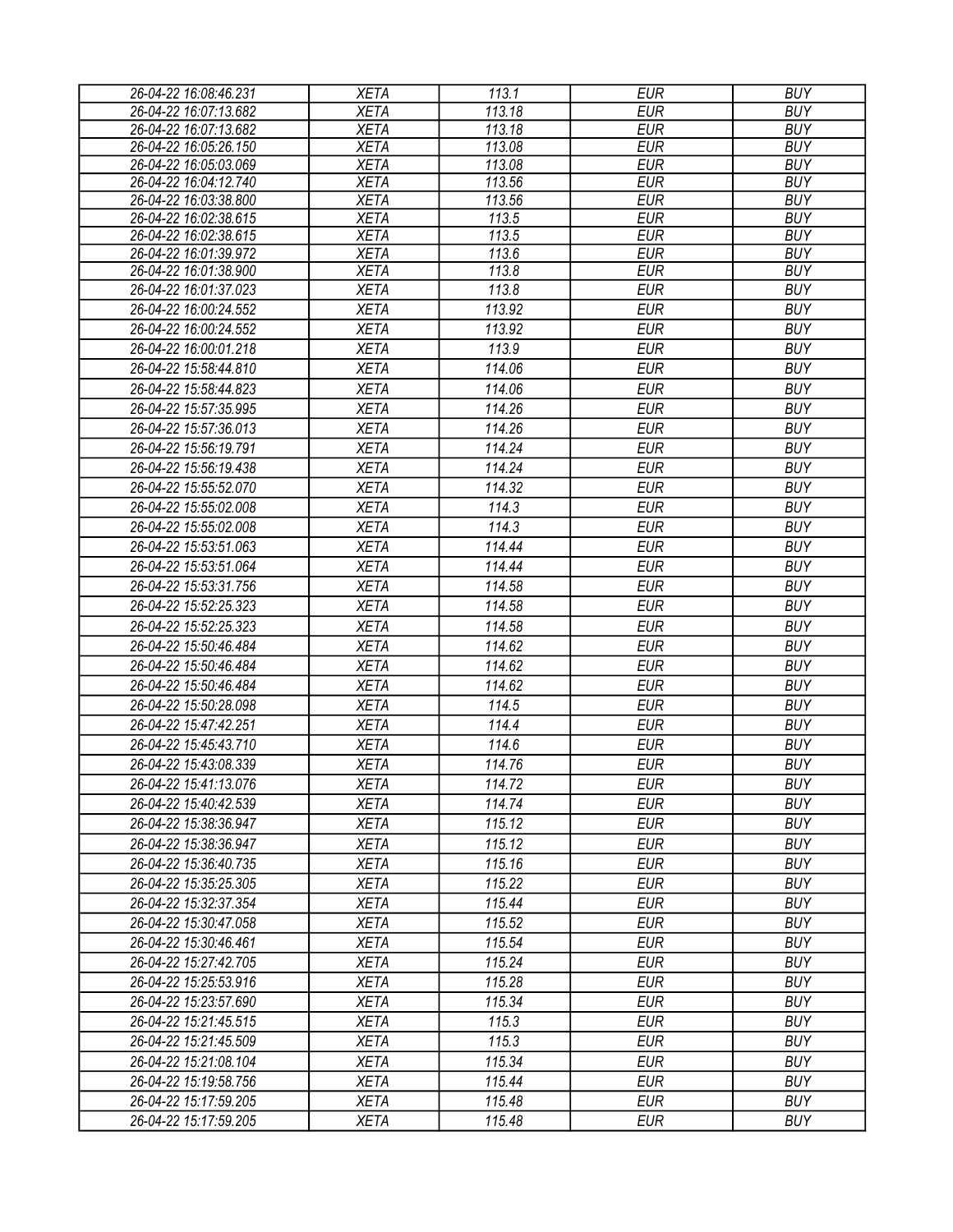| | | | | |
|---|---|---|---|---|
| 26-04-22 16:08:46.231 | XETA | 113.1 | EUR | BUY |
| 26-04-22 16:07:13.682 | XETA | 113.18 | EUR | BUY |
| 26-04-22 16:07:13.682 | XETA | 113.18 | EUR | BUY |
| 26-04-22 16:05:26.150 | XETA | 113.08 | EUR | BUY |
| 26-04-22 16:05:03.069 | XETA | 113.08 | EUR | BUY |
| 26-04-22 16:04:12.740 | XETA | 113.56 | EUR | BUY |
| 26-04-22 16:03:38.800 | XETA | 113.56 | EUR | BUY |
| 26-04-22 16:02:38.615 | XETA | 113.5 | EUR | BUY |
| 26-04-22 16:02:38.615 | XETA | 113.5 | EUR | BUY |
| 26-04-22 16:01:39.972 | XETA | 113.6 | EUR | BUY |
| 26-04-22 16:01:38.900 | XETA | 113.8 | EUR | BUY |
| 26-04-22 16:01:37.023 | XETA | 113.8 | EUR | BUY |
| 26-04-22 16:00:24.552 | XETA | 113.92 | EUR | BUY |
| 26-04-22 16:00:24.552 | XETA | 113.92 | EUR | BUY |
| 26-04-22 16:00:01.218 | XETA | 113.9 | EUR | BUY |
| 26-04-22 15:58:44.810 | XETA | 114.06 | EUR | BUY |
| 26-04-22 15:58:44.823 | XETA | 114.06 | EUR | BUY |
| 26-04-22 15:57:35.995 | XETA | 114.26 | EUR | BUY |
| 26-04-22 15:57:36.013 | XETA | 114.26 | EUR | BUY |
| 26-04-22 15:56:19.791 | XETA | 114.24 | EUR | BUY |
| 26-04-22 15:56:19.438 | XETA | 114.24 | EUR | BUY |
| 26-04-22 15:55:52.070 | XETA | 114.32 | EUR | BUY |
| 26-04-22 15:55:02.008 | XETA | 114.3 | EUR | BUY |
| 26-04-22 15:55:02.008 | XETA | 114.3 | EUR | BUY |
| 26-04-22 15:53:51.063 | XETA | 114.44 | EUR | BUY |
| 26-04-22 15:53:51.064 | XETA | 114.44 | EUR | BUY |
| 26-04-22 15:53:31.756 | XETA | 114.58 | EUR | BUY |
| 26-04-22 15:52:25.323 | XETA | 114.58 | EUR | BUY |
| 26-04-22 15:52:25.323 | XETA | 114.58 | EUR | BUY |
| 26-04-22 15:50:46.484 | XETA | 114.62 | EUR | BUY |
| 26-04-22 15:50:46.484 | XETA | 114.62 | EUR | BUY |
| 26-04-22 15:50:46.484 | XETA | 114.62 | EUR | BUY |
| 26-04-22 15:50:28.098 | XETA | 114.5 | EUR | BUY |
| 26-04-22 15:47:42.251 | XETA | 114.4 | EUR | BUY |
| 26-04-22 15:45:43.710 | XETA | 114.6 | EUR | BUY |
| 26-04-22 15:43:08.339 | XETA | 114.76 | EUR | BUY |
| 26-04-22 15:41:13.076 | XETA | 114.72 | EUR | BUY |
| 26-04-22 15:40:42.539 | XETA | 114.74 | EUR | BUY |
| 26-04-22 15:38:36.947 | XETA | 115.12 | EUR | BUY |
| 26-04-22 15:38:36.947 | XETA | 115.12 | EUR | BUY |
| 26-04-22 15:36:40.735 | XETA | 115.16 | EUR | BUY |
| 26-04-22 15:35:25.305 | XETA | 115.22 | EUR | BUY |
| 26-04-22 15:32:37.354 | XETA | 115.44 | EUR | BUY |
| 26-04-22 15:30:47.058 | XETA | 115.52 | EUR | BUY |
| 26-04-22 15:30:46.461 | XETA | 115.54 | EUR | BUY |
| 26-04-22 15:27:42.705 | XETA | 115.24 | EUR | BUY |
| 26-04-22 15:25:53.916 | XETA | 115.28 | EUR | BUY |
| 26-04-22 15:23:57.690 | XETA | 115.34 | EUR | BUY |
| 26-04-22 15:21:45.515 | XETA | 115.3 | EUR | BUY |
| 26-04-22 15:21:45.509 | XETA | 115.3 | EUR | BUY |
| 26-04-22 15:21:08.104 | XETA | 115.34 | EUR | BUY |
| 26-04-22 15:19:58.756 | XETA | 115.44 | EUR | BUY |
| 26-04-22 15:17:59.205 | XETA | 115.48 | EUR | BUY |
| 26-04-22 15:17:59.205 | XETA | 115.48 | EUR | BUY |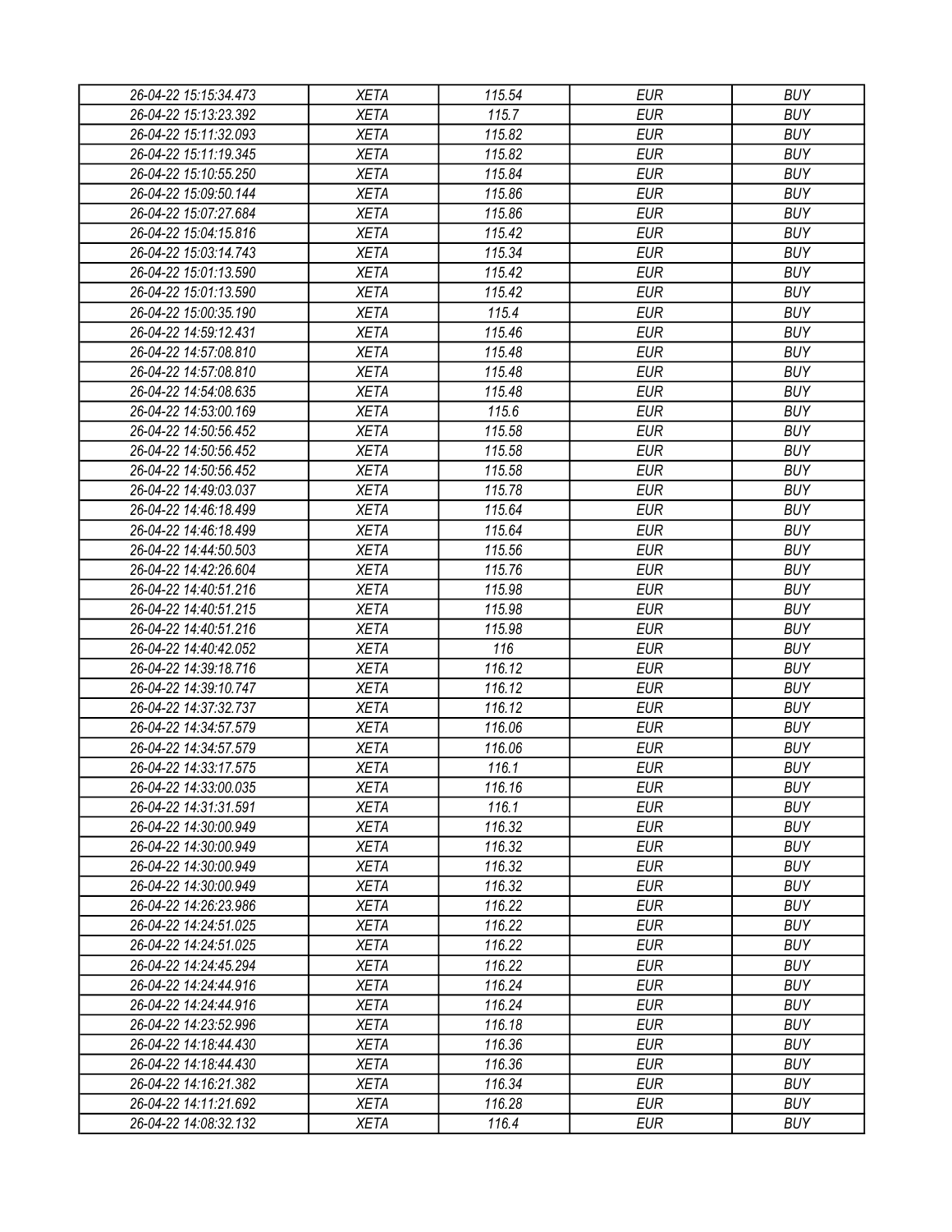| | | | | |
|---|---|---|---|---|
| *26-04-22 15:15:34.473* | *XETA* | *115.54* | *EUR* | *BUY* |
| *26-04-22 15:13:23.392* | *XETA* | *115.7* | *EUR* | *BUY* |
| *26-04-22 15:11:32.093* | *XETA* | *115.82* | *EUR* | *BUY* |
| *26-04-22 15:11:19.345* | *XETA* | *115.82* | *EUR* | *BUY* |
| *26-04-22 15:10:55.250* | *XETA* | *115.84* | *EUR* | *BUY* |
| *26-04-22 15:09:50.144* | *XETA* | *115.86* | *EUR* | *BUY* |
| *26-04-22 15:07:27.684* | *XETA* | *115.86* | *EUR* | *BUY* |
| *26-04-22 15:04:15.816* | *XETA* | *115.42* | *EUR* | *BUY* |
| *26-04-22 15:03:14.743* | *XETA* | *115.34* | *EUR* | *BUY* |
| *26-04-22 15:01:13.590* | *XETA* | *115.42* | *EUR* | *BUY* |
| *26-04-22 15:01:13.590* | *XETA* | *115.42* | *EUR* | *BUY* |
| *26-04-22 15:00:35.190* | *XETA* | *115.4* | *EUR* | *BUY* |
| *26-04-22 14:59:12.431* | *XETA* | *115.46* | *EUR* | *BUY* |
| *26-04-22 14:57:08.810* | *XETA* | *115.48* | *EUR* | *BUY* |
| *26-04-22 14:57:08.810* | *XETA* | *115.48* | *EUR* | *BUY* |
| *26-04-22 14:54:08.635* | *XETA* | *115.48* | *EUR* | *BUY* |
| *26-04-22 14:53:00.169* | *XETA* | *115.6* | *EUR* | *BUY* |
| *26-04-22 14:50:56.452* | *XETA* | *115.58* | *EUR* | *BUY* |
| *26-04-22 14:50:56.452* | *XETA* | *115.58* | *EUR* | *BUY* |
| *26-04-22 14:50:56.452* | *XETA* | *115.58* | *EUR* | *BUY* |
| *26-04-22 14:49:03.037* | *XETA* | *115.78* | *EUR* | *BUY* |
| *26-04-22 14:46:18.499* | *XETA* | *115.64* | *EUR* | *BUY* |
| *26-04-22 14:46:18.499* | *XETA* | *115.64* | *EUR* | *BUY* |
| *26-04-22 14:44:50.503* | *XETA* | *115.56* | *EUR* | *BUY* |
| *26-04-22 14:42:26.604* | *XETA* | *115.76* | *EUR* | *BUY* |
| *26-04-22 14:40:51.216* | *XETA* | *115.98* | *EUR* | *BUY* |
| *26-04-22 14:40:51.215* | *XETA* | *115.98* | *EUR* | *BUY* |
| *26-04-22 14:40:51.216* | *XETA* | *115.98* | *EUR* | *BUY* |
| *26-04-22 14:40:42.052* | *XETA* | *116* | *EUR* | *BUY* |
| *26-04-22 14:39:18.716* | *XETA* | *116.12* | *EUR* | *BUY* |
| *26-04-22 14:39:10.747* | *XETA* | *116.12* | *EUR* | *BUY* |
| *26-04-22 14:37:32.737* | *XETA* | *116.12* | *EUR* | *BUY* |
| *26-04-22 14:34:57.579* | *XETA* | *116.06* | *EUR* | *BUY* |
| *26-04-22 14:34:57.579* | *XETA* | *116.06* | *EUR* | *BUY* |
| *26-04-22 14:33:17.575* | *XETA* | *116.1* | *EUR* | *BUY* |
| *26-04-22 14:33:00.035* | *XETA* | *116.16* | *EUR* | *BUY* |
| *26-04-22 14:31:31.591* | *XETA* | *116.1* | *EUR* | *BUY* |
| *26-04-22 14:30:00.949* | *XETA* | *116.32* | *EUR* | *BUY* |
| *26-04-22 14:30:00.949* | *XETA* | *116.32* | *EUR* | *BUY* |
| *26-04-22 14:30:00.949* | *XETA* | *116.32* | *EUR* | *BUY* |
| *26-04-22 14:30:00.949* | *XETA* | *116.32* | *EUR* | *BUY* |
| *26-04-22 14:26:23.986* | *XETA* | *116.22* | *EUR* | *BUY* |
| *26-04-22 14:24:51.025* | *XETA* | *116.22* | *EUR* | *BUY* |
| *26-04-22 14:24:51.025* | *XETA* | *116.22* | *EUR* | *BUY* |
| *26-04-22 14:24:45.294* | *XETA* | *116.22* | *EUR* | *BUY* |
| *26-04-22 14:24:44.916* | *XETA* | *116.24* | *EUR* | *BUY* |
| *26-04-22 14:24:44.916* | *XETA* | *116.24* | *EUR* | *BUY* |
| *26-04-22 14:23:52.996* | *XETA* | *116.18* | *EUR* | *BUY* |
| *26-04-22 14:18:44.430* | *XETA* | *116.36* | *EUR* | *BUY* |
| *26-04-22 14:18:44.430* | *XETA* | *116.36* | *EUR* | *BUY* |
| *26-04-22 14:16:21.382* | *XETA* | *116.34* | *EUR* | *BUY* |
| *26-04-22 14:11:21.692* | *XETA* | *116.28* | *EUR* | *BUY* |
| *26-04-22 14:08:32.132* | *XETA* | *116.4* | *EUR* | *BUY* |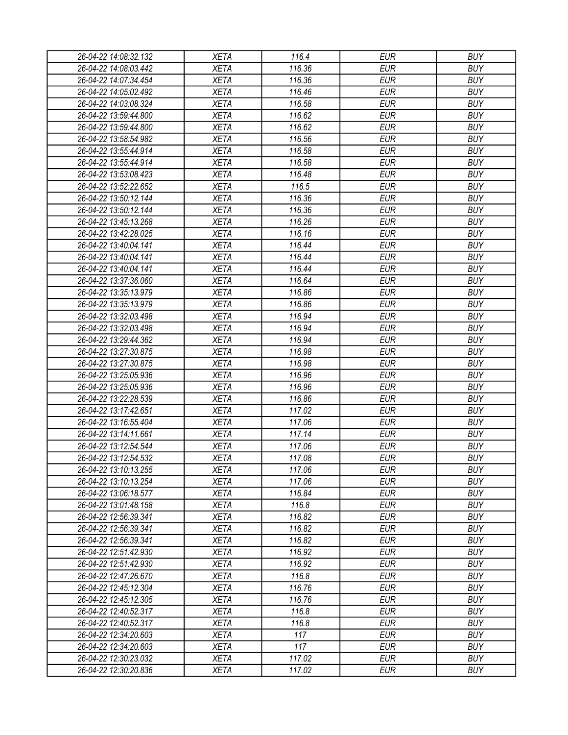| 26-04-22 14:08:32.132 | XETA | 116.4 | EUR | BUY |
|---|---|---|---|---|
| 26-04-22 14:08:03.442 | XETA | 116.36 | EUR | BUY |
| 26-04-22 14:07:34.454 | XETA | 116.36 | EUR | BUY |
| 26-04-22 14:05:02.492 | XETA | 116.46 | EUR | BUY |
| 26-04-22 14:03:08.324 | XETA | 116.58 | EUR | BUY |
| 26-04-22 13:59:44.800 | XETA | 116.62 | EUR | BUY |
| 26-04-22 13:59:44.800 | XETA | 116.62 | EUR | BUY |
| 26-04-22 13:58:54.982 | XETA | 116.56 | EUR | BUY |
| 26-04-22 13:55:44.914 | XETA | 116.58 | EUR | BUY |
| 26-04-22 13:55:44.914 | XETA | 116.58 | EUR | BUY |
| 26-04-22 13:53:08.423 | XETA | 116.48 | EUR | BUY |
| 26-04-22 13:52:22.652 | XETA | 116.5 | EUR | BUY |
| 26-04-22 13:50:12.144 | XETA | 116.36 | EUR | BUY |
| 26-04-22 13:50:12.144 | XETA | 116.36 | EUR | BUY |
| 26-04-22 13:45:13.268 | XETA | 116.26 | EUR | BUY |
| 26-04-22 13:42:28.025 | XETA | 116.16 | EUR | BUY |
| 26-04-22 13:40:04.141 | XETA | 116.44 | EUR | BUY |
| 26-04-22 13:40:04.141 | XETA | 116.44 | EUR | BUY |
| 26-04-22 13:40:04.141 | XETA | 116.44 | EUR | BUY |
| 26-04-22 13:37:36.060 | XETA | 116.64 | EUR | BUY |
| 26-04-22 13:35:13.979 | XETA | 116.86 | EUR | BUY |
| 26-04-22 13:35:13.979 | XETA | 116.86 | EUR | BUY |
| 26-04-22 13:32:03.498 | XETA | 116.94 | EUR | BUY |
| 26-04-22 13:32:03.498 | XETA | 116.94 | EUR | BUY |
| 26-04-22 13:29:44.362 | XETA | 116.94 | EUR | BUY |
| 26-04-22 13:27:30.875 | XETA | 116.98 | EUR | BUY |
| 26-04-22 13:27:30.875 | XETA | 116.98 | EUR | BUY |
| 26-04-22 13:25:05.936 | XETA | 116.96 | EUR | BUY |
| 26-04-22 13:25:05.936 | XETA | 116.96 | EUR | BUY |
| 26-04-22 13:22:28.539 | XETA | 116.86 | EUR | BUY |
| 26-04-22 13:17:42.651 | XETA | 117.02 | EUR | BUY |
| 26-04-22 13:16:55.404 | XETA | 117.06 | EUR | BUY |
| 26-04-22 13:14:11.661 | XETA | 117.14 | EUR | BUY |
| 26-04-22 13:12:54.544 | XETA | 117.06 | EUR | BUY |
| 26-04-22 13:12:54.532 | XETA | 117.08 | EUR | BUY |
| 26-04-22 13:10:13.255 | XETA | 117.06 | EUR | BUY |
| 26-04-22 13:10:13.254 | XETA | 117.06 | EUR | BUY |
| 26-04-22 13:06:18.577 | XETA | 116.84 | EUR | BUY |
| 26-04-22 13:01:48.158 | XETA | 116.8 | EUR | BUY |
| 26-04-22 12:56:39.341 | XETA | 116.82 | EUR | BUY |
| 26-04-22 12:56:39.341 | XETA | 116.82 | EUR | BUY |
| 26-04-22 12:56:39.341 | XETA | 116.82 | EUR | BUY |
| 26-04-22 12:51:42.930 | XETA | 116.92 | EUR | BUY |
| 26-04-22 12:51:42.930 | XETA | 116.92 | EUR | BUY |
| 26-04-22 12:47:26.670 | XETA | 116.8 | EUR | BUY |
| 26-04-22 12:45:12.304 | XETA | 116.76 | EUR | BUY |
| 26-04-22 12:45:12.305 | XETA | 116.76 | EUR | BUY |
| 26-04-22 12:40:52.317 | XETA | 116.8 | EUR | BUY |
| 26-04-22 12:40:52.317 | XETA | 116.8 | EUR | BUY |
| 26-04-22 12:34:20.603 | XETA | 117 | EUR | BUY |
| 26-04-22 12:34:20.603 | XETA | 117 | EUR | BUY |
| 26-04-22 12:30:23.032 | XETA | 117.02 | EUR | BUY |
| 26-04-22 12:30:20.836 | XETA | 117.02 | EUR | BUY |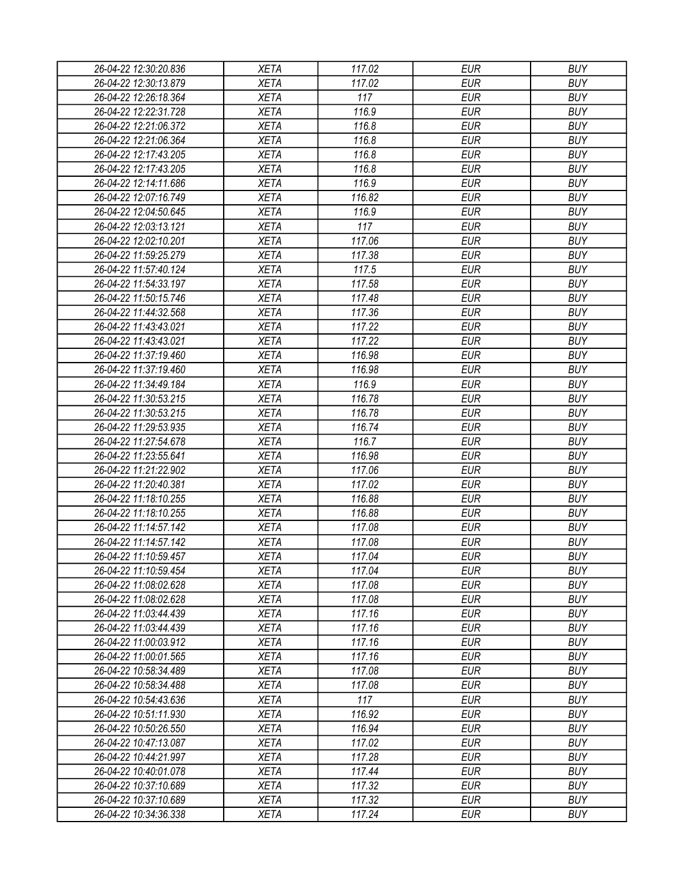| 26-04-22 12:30:20.836 | XETA | 117.02 | EUR | BUY |
|---|---|---|---|---|
| 26-04-22 12:30:13.879 | XETA | 117.02 | EUR | BUY |
| 26-04-22 12:26:18.364 | XETA | 117 | EUR | BUY |
| 26-04-22 12:22:31.728 | XETA | 116.9 | EUR | BUY |
| 26-04-22 12:21:06.372 | XETA | 116.8 | EUR | BUY |
| 26-04-22 12:21:06.364 | XETA | 116.8 | EUR | BUY |
| 26-04-22 12:17:43.205 | XETA | 116.8 | EUR | BUY |
| 26-04-22 12:17:43.205 | XETA | 116.8 | EUR | BUY |
| 26-04-22 12:14:11.686 | XETA | 116.9 | EUR | BUY |
| 26-04-22 12:07:16.749 | XETA | 116.82 | EUR | BUY |
| 26-04-22 12:04:50.645 | XETA | 116.9 | EUR | BUY |
| 26-04-22 12:03:13.121 | XETA | 117 | EUR | BUY |
| 26-04-22 12:02:10.201 | XETA | 117.06 | EUR | BUY |
| 26-04-22 11:59:25.279 | XETA | 117.38 | EUR | BUY |
| 26-04-22 11:57:40.124 | XETA | 117.5 | EUR | BUY |
| 26-04-22 11:54:33.197 | XETA | 117.58 | EUR | BUY |
| 26-04-22 11:50:15.746 | XETA | 117.48 | EUR | BUY |
| 26-04-22 11:44:32.568 | XETA | 117.36 | EUR | BUY |
| 26-04-22 11:43:43.021 | XETA | 117.22 | EUR | BUY |
| 26-04-22 11:43:43.021 | XETA | 117.22 | EUR | BUY |
| 26-04-22 11:37:19.460 | XETA | 116.98 | EUR | BUY |
| 26-04-22 11:37:19.460 | XETA | 116.98 | EUR | BUY |
| 26-04-22 11:34:49.184 | XETA | 116.9 | EUR | BUY |
| 26-04-22 11:30:53.215 | XETA | 116.78 | EUR | BUY |
| 26-04-22 11:30:53.215 | XETA | 116.78 | EUR | BUY |
| 26-04-22 11:29:53.935 | XETA | 116.74 | EUR | BUY |
| 26-04-22 11:27:54.678 | XETA | 116.7 | EUR | BUY |
| 26-04-22 11:23:55.641 | XETA | 116.98 | EUR | BUY |
| 26-04-22 11:21:22.902 | XETA | 117.06 | EUR | BUY |
| 26-04-22 11:20:40.381 | XETA | 117.02 | EUR | BUY |
| 26-04-22 11:18:10.255 | XETA | 116.88 | EUR | BUY |
| 26-04-22 11:18:10.255 | XETA | 116.88 | EUR | BUY |
| 26-04-22 11:14:57.142 | XETA | 117.08 | EUR | BUY |
| 26-04-22 11:14:57.142 | XETA | 117.08 | EUR | BUY |
| 26-04-22 11:10:59.457 | XETA | 117.04 | EUR | BUY |
| 26-04-22 11:10:59.454 | XETA | 117.04 | EUR | BUY |
| 26-04-22 11:08:02.628 | XETA | 117.08 | EUR | BUY |
| 26-04-22 11:08:02.628 | XETA | 117.08 | EUR | BUY |
| 26-04-22 11:03:44.439 | XETA | 117.16 | EUR | BUY |
| 26-04-22 11:03:44.439 | XETA | 117.16 | EUR | BUY |
| 26-04-22 11:00:03.912 | XETA | 117.16 | EUR | BUY |
| 26-04-22 11:00:01.565 | XETA | 117.16 | EUR | BUY |
| 26-04-22 10:58:34.489 | XETA | 117.08 | EUR | BUY |
| 26-04-22 10:58:34.488 | XETA | 117.08 | EUR | BUY |
| 26-04-22 10:54:43.636 | XETA | 117 | EUR | BUY |
| 26-04-22 10:51:11.930 | XETA | 116.92 | EUR | BUY |
| 26-04-22 10:50:26.550 | XETA | 116.94 | EUR | BUY |
| 26-04-22 10:47:13.087 | XETA | 117.02 | EUR | BUY |
| 26-04-22 10:44:21.997 | XETA | 117.28 | EUR | BUY |
| 26-04-22 10:40:01.078 | XETA | 117.44 | EUR | BUY |
| 26-04-22 10:37:10.689 | XETA | 117.32 | EUR | BUY |
| 26-04-22 10:37:10.689 | XETA | 117.32 | EUR | BUY |
| 26-04-22 10:34:36.338 | XETA | 117.24 | EUR | BUY |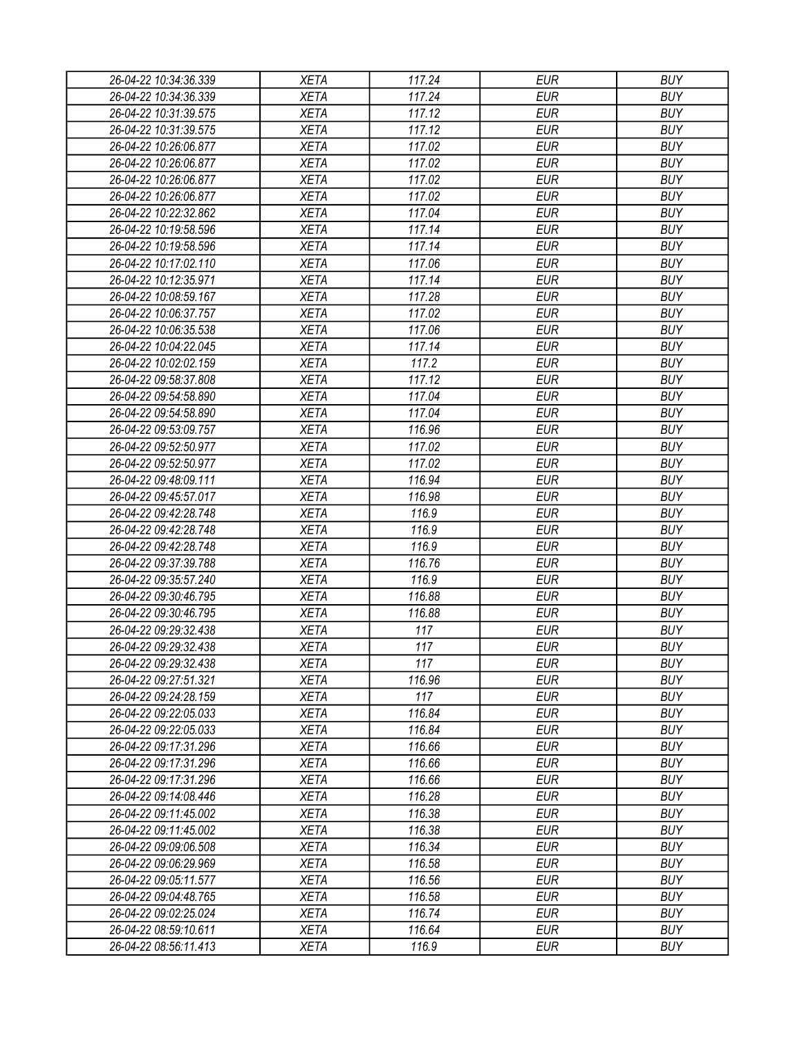| 26-04-22 10:34:36.339 | XETA | 117.24 | EUR | BUY |
|---|---|---|---|---|
| 26-04-22 10:34:36.339 | XETA | 117.24 | EUR | BUY |
| 26-04-22 10:31:39.575 | XETA | 117.12 | EUR | BUY |
| 26-04-22 10:31:39.575 | XETA | 117.12 | EUR | BUY |
| 26-04-22 10:26:06.877 | XETA | 117.02 | EUR | BUY |
| 26-04-22 10:26:06.877 | XETA | 117.02 | EUR | BUY |
| 26-04-22 10:26:06.877 | XETA | 117.02 | EUR | BUY |
| 26-04-22 10:26:06.877 | XETA | 117.02 | EUR | BUY |
| 26-04-22 10:22:32.862 | XETA | 117.04 | EUR | BUY |
| 26-04-22 10:19:58.596 | XETA | 117.14 | EUR | BUY |
| 26-04-22 10:19:58.596 | XETA | 117.14 | EUR | BUY |
| 26-04-22 10:17:02.110 | XETA | 117.06 | EUR | BUY |
| 26-04-22 10:12:35.971 | XETA | 117.14 | EUR | BUY |
| 26-04-22 10:08:59.167 | XETA | 117.28 | EUR | BUY |
| 26-04-22 10:06:37.757 | XETA | 117.02 | EUR | BUY |
| 26-04-22 10:06:35.538 | XETA | 117.06 | EUR | BUY |
| 26-04-22 10:04:22.045 | XETA | 117.14 | EUR | BUY |
| 26-04-22 10:02:02.159 | XETA | 117.2 | EUR | BUY |
| 26-04-22 09:58:37.808 | XETA | 117.12 | EUR | BUY |
| 26-04-22 09:54:58.890 | XETA | 117.04 | EUR | BUY |
| 26-04-22 09:54:58.890 | XETA | 117.04 | EUR | BUY |
| 26-04-22 09:53:09.757 | XETA | 116.96 | EUR | BUY |
| 26-04-22 09:52:50.977 | XETA | 117.02 | EUR | BUY |
| 26-04-22 09:52:50.977 | XETA | 117.02 | EUR | BUY |
| 26-04-22 09:48:09.111 | XETA | 116.94 | EUR | BUY |
| 26-04-22 09:45:57.017 | XETA | 116.98 | EUR | BUY |
| 26-04-22 09:42:28.748 | XETA | 116.9 | EUR | BUY |
| 26-04-22 09:42:28.748 | XETA | 116.9 | EUR | BUY |
| 26-04-22 09:42:28.748 | XETA | 116.9 | EUR | BUY |
| 26-04-22 09:37:39.788 | XETA | 116.76 | EUR | BUY |
| 26-04-22 09:35:57.240 | XETA | 116.9 | EUR | BUY |
| 26-04-22 09:30:46.795 | XETA | 116.88 | EUR | BUY |
| 26-04-22 09:30:46.795 | XETA | 116.88 | EUR | BUY |
| 26-04-22 09:29:32.438 | XETA | 117 | EUR | BUY |
| 26-04-22 09:29:32.438 | XETA | 117 | EUR | BUY |
| 26-04-22 09:29:32.438 | XETA | 117 | EUR | BUY |
| 26-04-22 09:27:51.321 | XETA | 116.96 | EUR | BUY |
| 26-04-22 09:24:28.159 | XETA | 117 | EUR | BUY |
| 26-04-22 09:22:05.033 | XETA | 116.84 | EUR | BUY |
| 26-04-22 09:22:05.033 | XETA | 116.84 | EUR | BUY |
| 26-04-22 09:17:31.296 | XETA | 116.66 | EUR | BUY |
| 26-04-22 09:17:31.296 | XETA | 116.66 | EUR | BUY |
| 26-04-22 09:17:31.296 | XETA | 116.66 | EUR | BUY |
| 26-04-22 09:14:08.446 | XETA | 116.28 | EUR | BUY |
| 26-04-22 09:11:45.002 | XETA | 116.38 | EUR | BUY |
| 26-04-22 09:11:45.002 | XETA | 116.38 | EUR | BUY |
| 26-04-22 09:09:06.508 | XETA | 116.34 | EUR | BUY |
| 26-04-22 09:06:29.969 | XETA | 116.58 | EUR | BUY |
| 26-04-22 09:05:11.577 | XETA | 116.56 | EUR | BUY |
| 26-04-22 09:04:48.765 | XETA | 116.58 | EUR | BUY |
| 26-04-22 09:02:25.024 | XETA | 116.74 | EUR | BUY |
| 26-04-22 08:59:10.611 | XETA | 116.64 | EUR | BUY |
| 26-04-22 08:56:11.413 | XETA | 116.9 | EUR | BUY |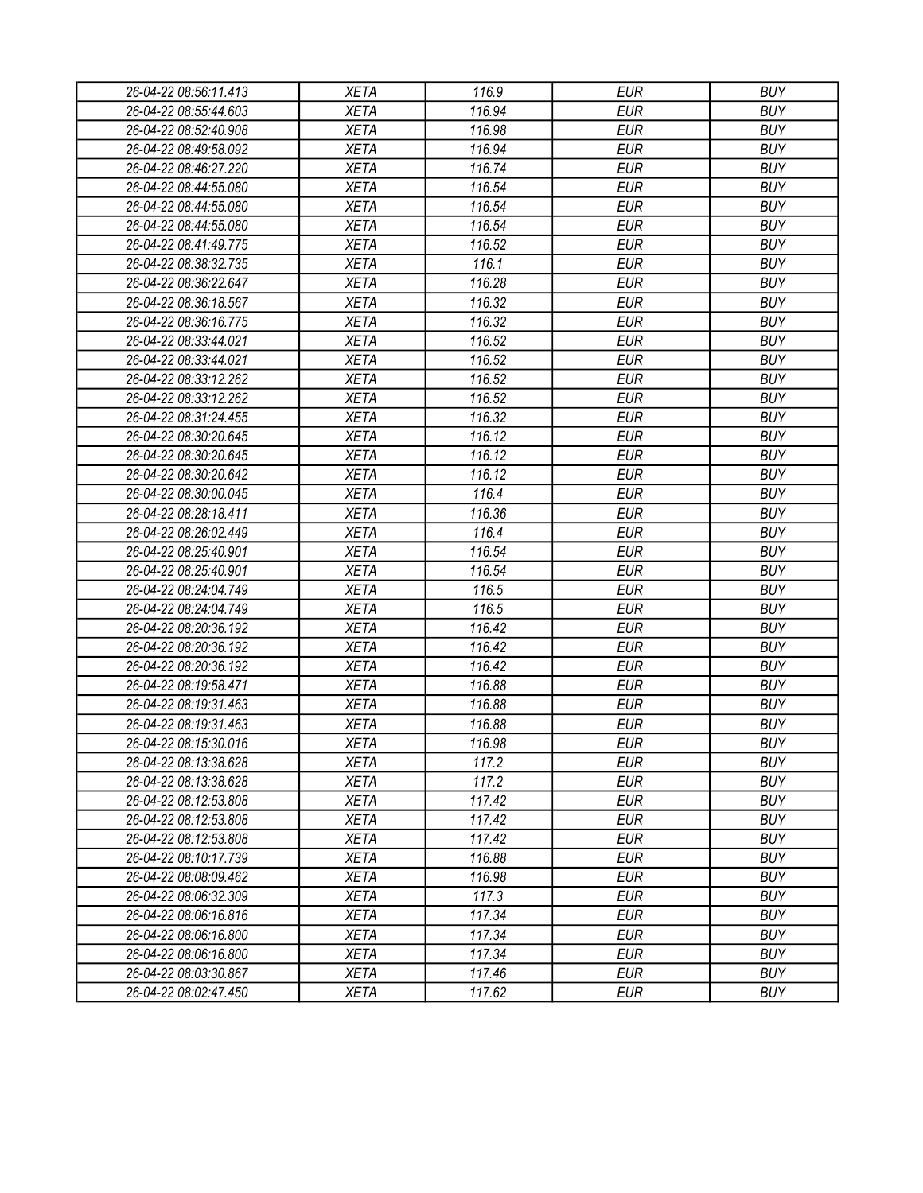| | | | | |
|---|---|---|---|---|
| *26-04-22 08:56:11.413* | *XETA* | *116.9* | *EUR* | *BUY* |
| *26-04-22 08:55:44.603* | *XETA* | *116.94* | *EUR* | *BUY* |
| *26-04-22 08:52:40.908* | *XETA* | *116.98* | *EUR* | *BUY* |
| *26-04-22 08:49:58.092* | *XETA* | *116.94* | *EUR* | *BUY* |
| *26-04-22 08:46:27.220* | *XETA* | *116.74* | *EUR* | *BUY* |
| *26-04-22 08:44:55.080* | *XETA* | *116.54* | *EUR* | *BUY* |
| *26-04-22 08:44:55.080* | *XETA* | *116.54* | *EUR* | *BUY* |
| *26-04-22 08:44:55.080* | *XETA* | *116.54* | *EUR* | *BUY* |
| *26-04-22 08:41:49.775* | *XETA* | *116.52* | *EUR* | *BUY* |
| *26-04-22 08:38:32.735* | *XETA* | *116.1* | *EUR* | *BUY* |
| *26-04-22 08:36:22.647* | *XETA* | *116.28* | *EUR* | *BUY* |
| *26-04-22 08:36:18.567* | *XETA* | *116.32* | *EUR* | *BUY* |
| *26-04-22 08:36:16.775* | *XETA* | *116.32* | *EUR* | *BUY* |
| *26-04-22 08:33:44.021* | *XETA* | *116.52* | *EUR* | *BUY* |
| *26-04-22 08:33:44.021* | *XETA* | *116.52* | *EUR* | *BUY* |
| *26-04-22 08:33:12.262* | *XETA* | *116.52* | *EUR* | *BUY* |
| *26-04-22 08:33:12.262* | *XETA* | *116.52* | *EUR* | *BUY* |
| *26-04-22 08:31:24.455* | *XETA* | *116.32* | *EUR* | *BUY* |
| *26-04-22 08:30:20.645* | *XETA* | *116.12* | *EUR* | *BUY* |
| *26-04-22 08:30:20.645* | *XETA* | *116.12* | *EUR* | *BUY* |
| *26-04-22 08:30:20.642* | *XETA* | *116.12* | *EUR* | *BUY* |
| *26-04-22 08:30:00.045* | *XETA* | *116.4* | *EUR* | *BUY* |
| *26-04-22 08:28:18.411* | *XETA* | *116.36* | *EUR* | *BUY* |
| *26-04-22 08:26:02.449* | *XETA* | *116.4* | *EUR* | *BUY* |
| *26-04-22 08:25:40.901* | *XETA* | *116.54* | *EUR* | *BUY* |
| *26-04-22 08:25:40.901* | *XETA* | *116.54* | *EUR* | *BUY* |
| *26-04-22 08:24:04.749* | *XETA* | *116.5* | *EUR* | *BUY* |
| *26-04-22 08:24:04.749* | *XETA* | *116.5* | *EUR* | *BUY* |
| *26-04-22 08:20:36.192* | *XETA* | *116.42* | *EUR* | *BUY* |
| *26-04-22 08:20:36.192* | *XETA* | *116.42* | *EUR* | *BUY* |
| *26-04-22 08:20:36.192* | *XETA* | *116.42* | *EUR* | *BUY* |
| *26-04-22 08:19:58.471* | *XETA* | *116.88* | *EUR* | *BUY* |
| *26-04-22 08:19:31.463* | *XETA* | *116.88* | *EUR* | *BUY* |
| *26-04-22 08:19:31.463* | *XETA* | *116.88* | *EUR* | *BUY* |
| *26-04-22 08:15:30.016* | *XETA* | *116.98* | *EUR* | *BUY* |
| *26-04-22 08:13:38.628* | *XETA* | *117.2* | *EUR* | *BUY* |
| *26-04-22 08:13:38.628* | *XETA* | *117.2* | *EUR* | *BUY* |
| *26-04-22 08:12:53.808* | *XETA* | *117.42* | *EUR* | *BUY* |
| *26-04-22 08:12:53.808* | *XETA* | *117.42* | *EUR* | *BUY* |
| *26-04-22 08:12:53.808* | *XETA* | *117.42* | *EUR* | *BUY* |
| *26-04-22 08:10:17.739* | *XETA* | *116.88* | *EUR* | *BUY* |
| *26-04-22 08:08:09.462* | *XETA* | *116.98* | *EUR* | *BUY* |
| *26-04-22 08:06:32.309* | *XETA* | *117.3* | *EUR* | *BUY* |
| *26-04-22 08:06:16.816* | *XETA* | *117.34* | *EUR* | *BUY* |
| *26-04-22 08:06:16.800* | *XETA* | *117.34* | *EUR* | *BUY* |
| *26-04-22 08:06:16.800* | *XETA* | *117.34* | *EUR* | *BUY* |
| *26-04-22 08:03:30.867* | *XETA* | *117.46* | *EUR* | *BUY* |
| *26-04-22 08:02:47.450* | *XETA* | *117.62* | *EUR* | *BUY* |